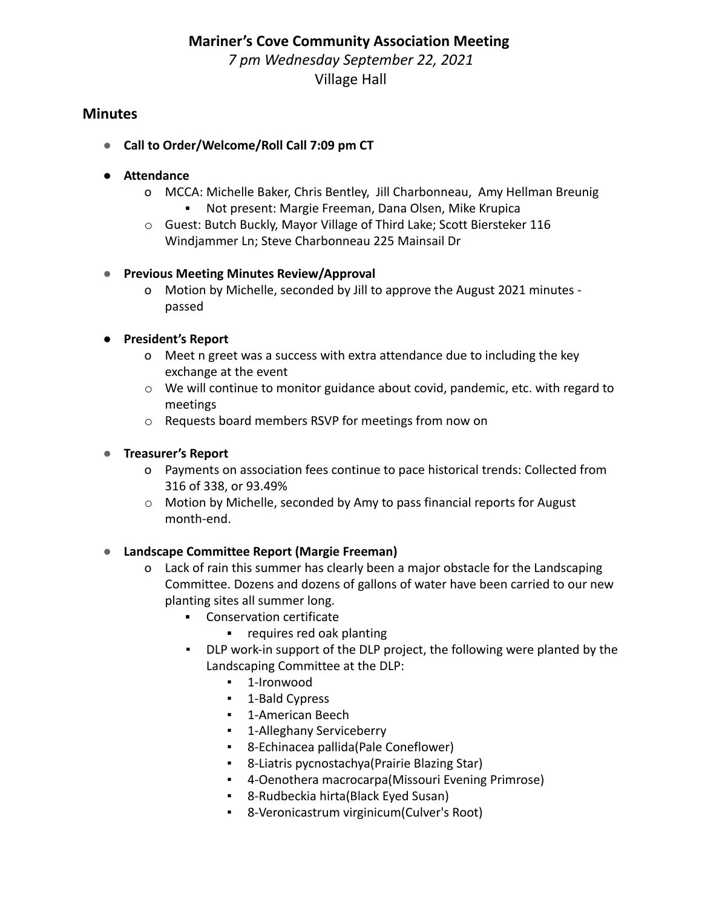# Mariner's Cove Community Association Meeting

*7 pm Wednesday September 22, 2021*

Village Hall

## Minutes

- **Call to Order/Welcome/Roll Call 7:09 pm CT**

- **Attendance**
  - MCCA: Michelle Baker, Chris Bentley, Jill Charbonneau, Amy Hellman Breunig
    - Not present: Margie Freeman, Dana Olsen, Mike Krupica
  - Guest: Butch Buckly, Mayor Village of Third Lake; Scott Biersteker 116 Windjammer Ln; Steve Charbonneau 225 Mainsail Dr

- **Previous Meeting Minutes Review/Approval**
  - Motion by Michelle, seconded by Jill to approve the August 2021 minutes - passed

- **President's Report**
  - Meet n greet was a success with extra attendance due to including the key exchange at the event
  - We will continue to monitor guidance about covid, pandemic, etc. with regard to meetings
  - Requests board members RSVP for meetings from now on

- **Treasurer's Report**
  - Payments on association fees continue to pace historical trends: Collected from 316 of 338, or 93.49%
  - Motion by Michelle, seconded by Amy to pass financial reports for August month-end.

- **Landscape Committee Report (Margie Freeman)**
  - Lack of rain this summer has clearly been a major obstacle for the Landscaping Committee. Dozens and dozens of gallons of water have been carried to our new planting sites all summer long.
    - Conservation certificate
      - requires red oak planting
    - DLP work-in support of the DLP project, the following were planted by the Landscaping Committee at the DLP:
      - 1-Ironwood
      - 1-Bald Cypress
      - 1-American Beech
      - 1-Alleghany Serviceberry
      - 8-Echinacea pallida(Pale Coneflower)
      - 8-Liatris pycnostachya(Prairie Blazing Star)
      - 4-Oenothera macrocarpa(Missouri Evening Primrose)
      - 8-Rudbeckia hirta(Black Eyed Susan)
      - 8-Veronicastrum virginicum(Culver's Root)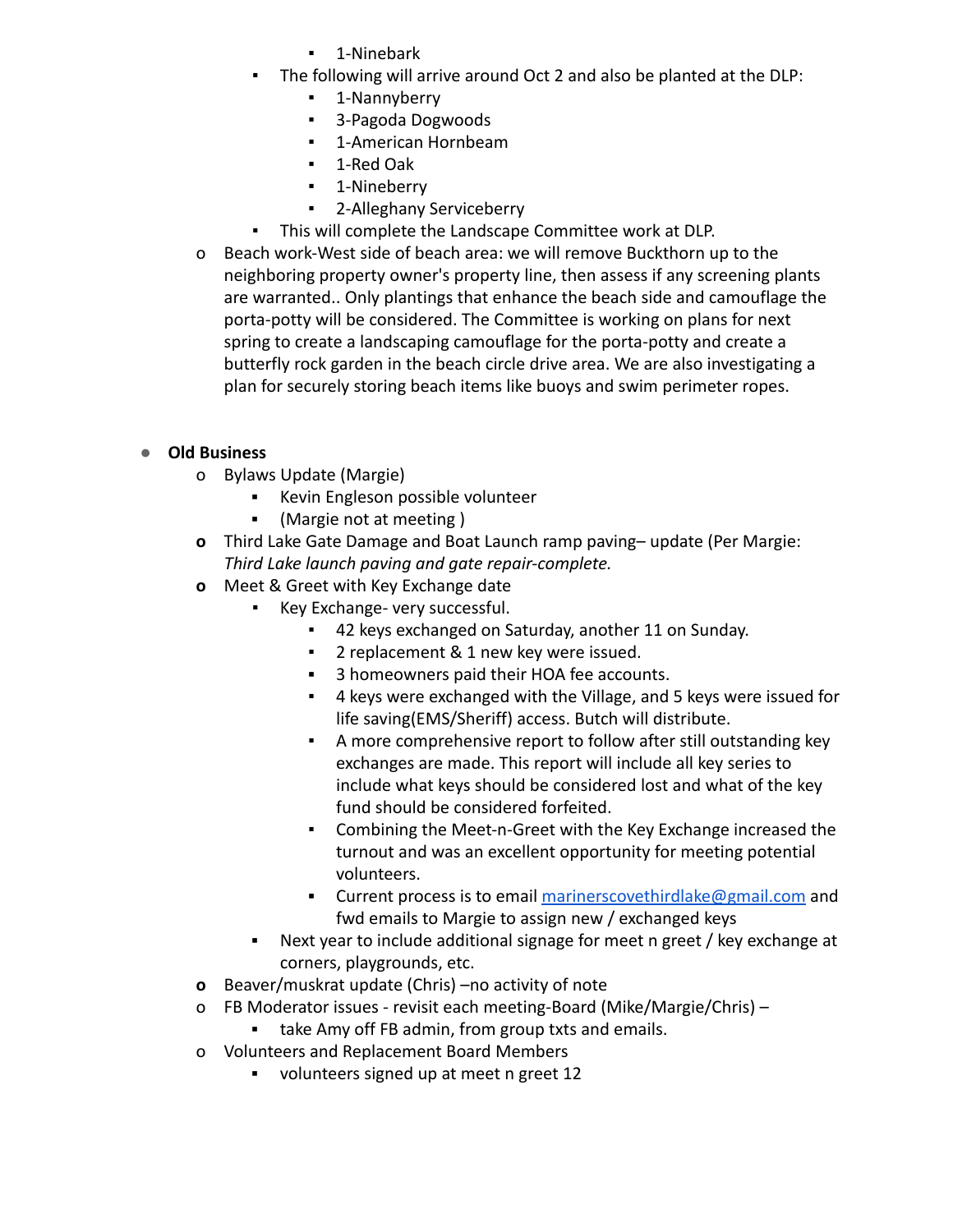- 1-Ninebark
    - The following will arrive around Oct 2 and also be planted at the DLP:
        - 1-Nannyberry
        - 3-Pagoda Dogwoods
        - 1-American Hornbeam
        - 1-Red Oak
        - 1-Nineberry
        - 2-Alleghany Serviceberry
    - This will complete the Landscape Committee work at DLP.
  - Beach work-West side of beach area: we will remove Buckthorn up to the neighboring property owner's property line, then assess if any screening plants are warranted.. Only plantings that enhance the beach side and camouflage the porta-potty will be considered. The Committee is working on plans for next spring to create a landscaping camouflage for the porta-potty and create a butterfly rock garden in the beach circle drive area. We are also investigating a plan for securely storing beach items like buoys and swim perimeter ropes.

- **Old Business**
  - Bylaws Update (Margie)
    - Kevin Engleson possible volunteer
    - (Margie not at meeting )
  - Third Lake Gate Damage and Boat Launch ramp paving– update (Per Margie: *Third Lake launch paving and gate repair-complete.*
  - Meet & Greet with Key Exchange date
    - Key Exchange- very successful.
      - 42 keys exchanged on Saturday, another 11 on Sunday.
      - 2 replacement & 1 new key were issued.
      - 3 homeowners paid their HOA fee accounts.
      - 4 keys were exchanged with the Village, and 5 keys were issued for life saving(EMS/Sheriff) access. Butch will distribute.
      - A more comprehensive report to follow after still outstanding key exchanges are made. This report will include all key series to include what keys should be considered lost and what of the key fund should be considered forfeited.
      - Combining the Meet-n-Greet with the Key Exchange increased the turnout and was an excellent opportunity for meeting potential volunteers.
      - Current process is to email [marinerscovethirdlake@gmail.com](mailto:marinerscovethirdlake@gmail.com) and fwd emails to Margie to assign new / exchanged keys
    - Next year to include additional signage for meet n greet / key exchange at corners, playgrounds, etc.
  - Beaver/muskrat update (Chris) –no activity of note
  - FB Moderator issues - revisit each meeting-Board (Mike/Margie/Chris) –
    - take Amy off FB admin, from group txts and emails.
  - Volunteers and Replacement Board Members
    - volunteers signed up at meet n greet 12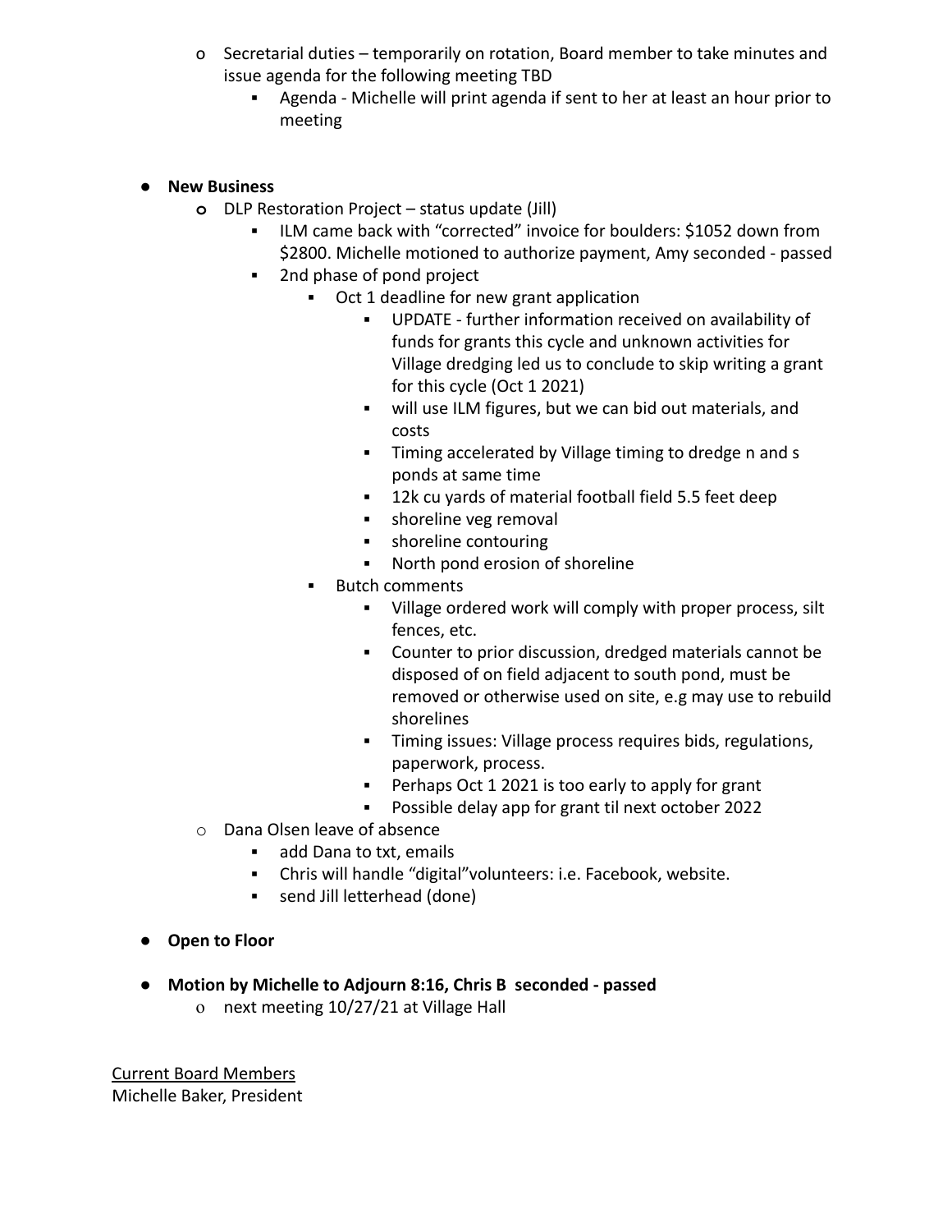- Secretarial duties – temporarily on rotation, Board member to take minutes and issue agenda for the following meeting TBD
  - Agenda - Michelle will print agenda if sent to her at least an hour prior to meeting

- **New Business**
  - DLP Restoration Project – status update (Jill)
    - ILM came back with "corrected" invoice for boulders: $1052 down from $2800. Michelle motioned to authorize payment, Amy seconded - passed
    - 2nd phase of pond project
      - Oct 1 deadline for new grant application
        - UPDATE - further information received on availability of funds for grants this cycle and unknown activities for Village dredging led us to conclude to skip writing a grant for this cycle (Oct 1 2021)
        - will use ILM figures, but we can bid out materials, and costs
        - Timing accelerated by Village timing to dredge n and s ponds at same time
        - 12k cu yards of material football field 5.5 feet deep
        - shoreline veg removal
        - shoreline contouring
        - North pond erosion of shoreline
      - Butch comments
        - Village ordered work will comply with proper process, silt fences, etc.
        - Counter to prior discussion, dredged materials cannot be disposed of on field adjacent to south pond, must be removed or otherwise used on site, e.g may use to rebuild shorelines
        - Timing issues: Village process requires bids, regulations, paperwork, process.
        - Perhaps Oct 1 2021 is too early to apply for grant
        - Possible delay app for grant til next october 2022
  - Dana Olsen leave of absence
    - add Dana to txt, emails
    - Chris will handle "digital"volunteers: i.e. Facebook, website.
    - send Jill letterhead (done)

- **Open to Floor**

- **Motion by Michelle to Adjourn 8:16, Chris B seconded - passed**
  - next meeting 10/27/21 at Village Hall

<u>Current Board Members</u>
Michelle Baker, President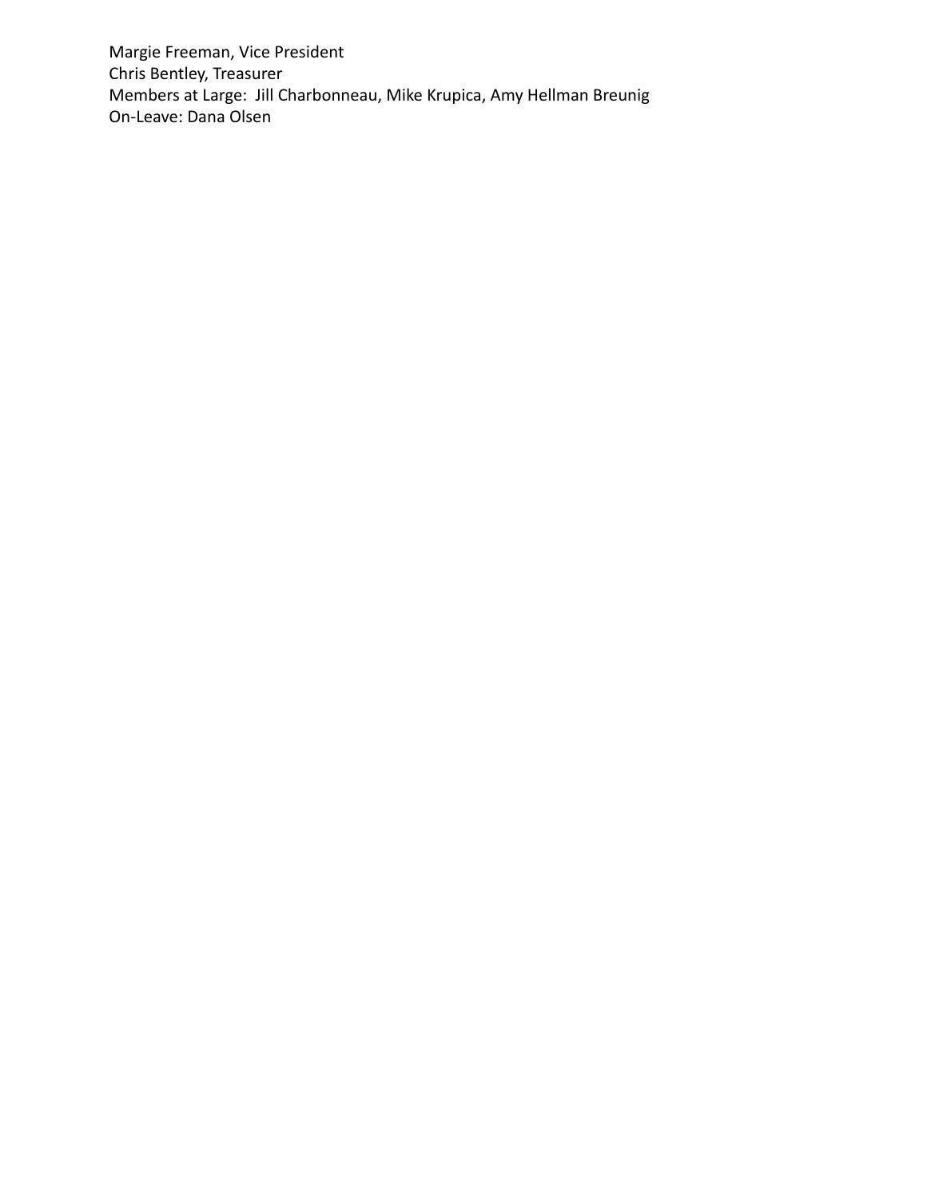Margie Freeman, Vice President
Chris Bentley, Treasurer
Members at Large: Jill Charbonneau, Mike Krupica, Amy Hellman Breunig
On-Leave: Dana Olsen